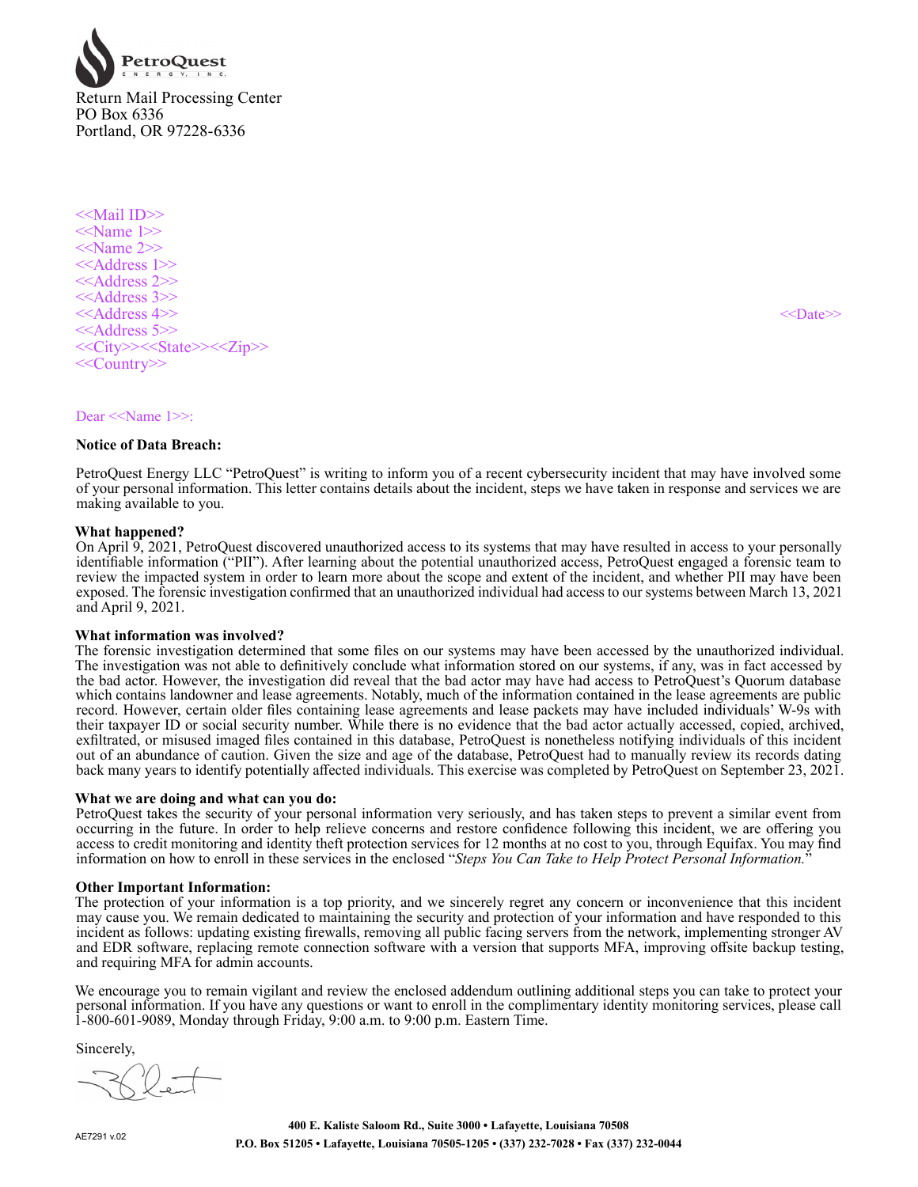PetroQuest
ENERGY, INC.

Return Mail Processing Center
PO Box 6336
Portland, OR 97228-6336

<<Mail ID>>
<<Name 1>>
<<Name 2>>
<<Address 1>>
<<Address 2>>
<<Address 3>>
<<Address 4>>
<<Address 5>>
<<City>><<State>><<Zip>>
<<Country>>

<<Date>>

Dear <<Name 1>>:

**Notice of Data Breach:**

PetroQuest Energy LLC "PetroQuest" is writing to inform you of a recent cybersecurity incident that may have involved some of your personal information. This letter contains details about the incident, steps we have taken in response and services we are making available to you.

**What happened?**

On April 9, 2021, PetroQuest discovered unauthorized access to its systems that may have resulted in access to your personally identifiable information ("PII"). After learning about the potential unauthorized access, PetroQuest engaged a forensic team to review the impacted system in order to learn more about the scope and extent of the incident, and whether PII may have been exposed. The forensic investigation confirmed that an unauthorized individual had access to our systems between March 13, 2021 and April 9, 2021.

**What information was involved?**

The forensic investigation determined that some files on our systems may have been accessed by the unauthorized individual. The investigation was not able to definitively conclude what information stored on our systems, if any, was in fact accessed by the bad actor. However, the investigation did reveal that the bad actor may have had access to PetroQuest's Quorum database which contains landowner and lease agreements. Notably, much of the information contained in the lease agreements are public record. However, certain older files containing lease agreements and lease packets may have included individuals' W-9s with their taxpayer ID or social security number. While there is no evidence that the bad actor actually accessed, copied, archived, exfiltrated, or misused imaged files contained in this database, PetroQuest is nonetheless notifying individuals of this incident out of an abundance of caution. Given the size and age of the database, PetroQuest had to manually review its records dating back many years to identify potentially affected individuals. This exercise was completed by PetroQuest on September 23, 2021.

**What we are doing and what can you do:**

PetroQuest takes the security of your personal information very seriously, and has taken steps to prevent a similar event from occurring in the future. In order to help relieve concerns and restore confidence following this incident, we are offering you access to credit monitoring and identity theft protection services for 12 months at no cost to you, through Equifax. You may find information on how to enroll in these services in the enclosed "*Steps You Can Take to Help Protect Personal Information.*"

**Other Important Information:**

The protection of your information is a top priority, and we sincerely regret any concern or inconvenience that this incident may cause you. We remain dedicated to maintaining the security and protection of your information and have responded to this incident as follows: updating existing firewalls, removing all public facing servers from the network, implementing stronger AV and EDR software, replacing remote connection software with a version that supports MFA, improving offsite backup testing, and requiring MFA for admin accounts.

We encourage you to remain vigilant and review the enclosed addendum outlining additional steps you can take to protect your personal information. If you have any questions or want to enroll in the complimentary identity monitoring services, please call 1-800-601-9089, Monday through Friday, 9:00 a.m. to 9:00 p.m. Eastern Time.

Sincerely,

AE7291 v.02

**400 E. Kaliste Saloom Rd., Suite 3000 • Lafayette, Louisiana 70508**
**P.O. Box 51205 • Lafayette, Louisiana 70505-1205 • (337) 232-7028 • Fax (337) 232-0044**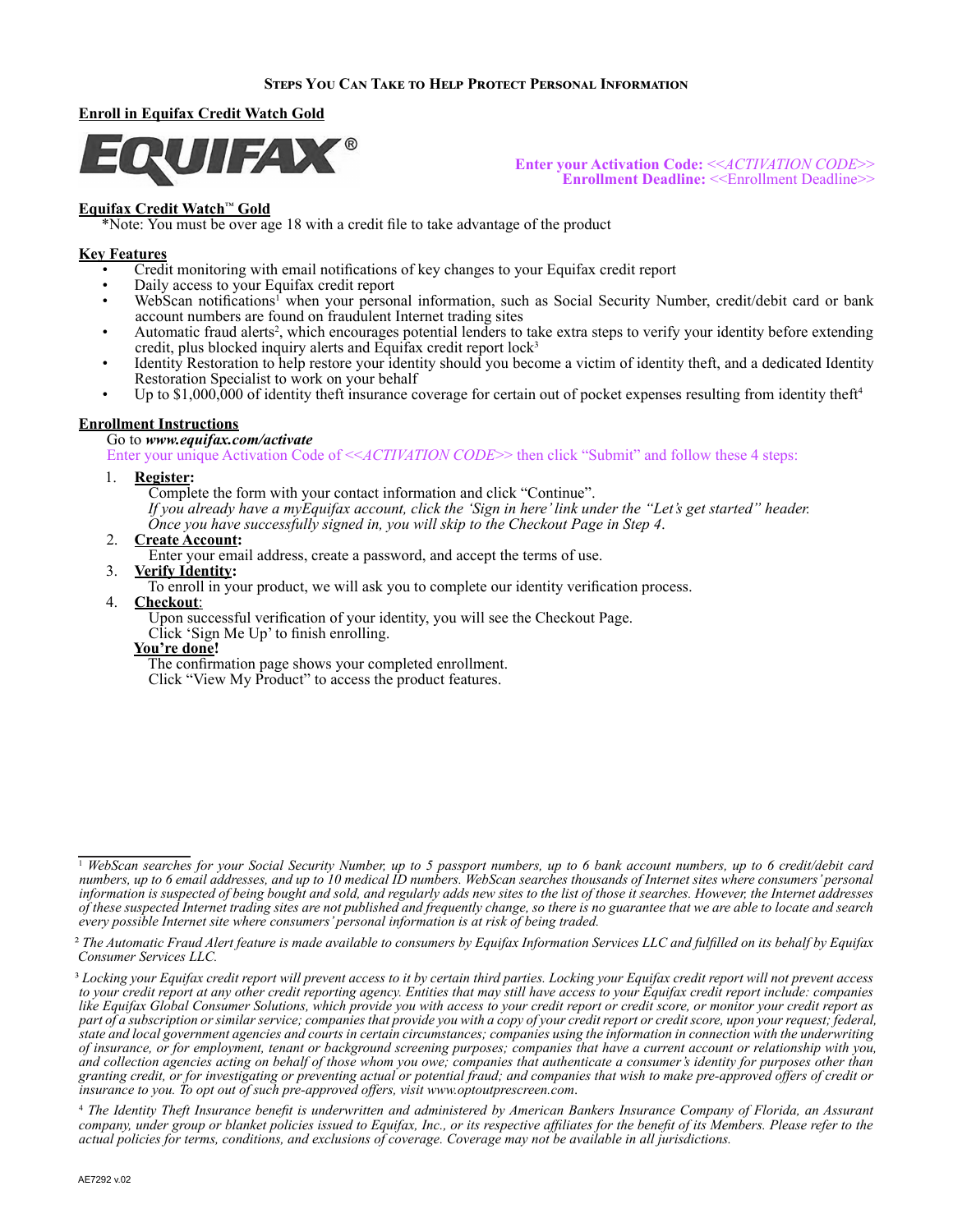## Steps You Can Take to Help Protect Personal Information

**Enroll in Equifax Credit Watch Gold**

EQUIFAX®

**Enter your Activation Code:** <<ACTIVATION CODE>>
**Enrollment Deadline:** <<Enrollment Deadline>>

**Equifax Credit Watch™ Gold**

*Note: You must be over age 18 with a credit file to take advantage of the product

**Key Features**

- Credit monitoring with email notifications of key changes to your Equifax credit report
- Daily access to your Equifax credit report
- WebScan notifications[1] when your personal information, such as Social Security Number, credit/debit card or bank account numbers are found on fraudulent Internet trading sites
- Automatic fraud alerts[2], which encourages potential lenders to take extra steps to verify your identity before extending credit, plus blocked inquiry alerts and Equifax credit report lock[3]
- Identity Restoration to help restore your identity should you become a victim of identity theft, and a dedicated Identity Restoration Specialist to work on your behalf
- Up to $1,000,000 of identity theft insurance coverage for certain out of pocket expenses resulting from identity theft[4]

**Enrollment Instructions**

Go to ***www.equifax.com/activate***

Enter your unique Activation Code of <<ACTIVATION CODE>> then click "Submit" and follow these 4 steps:

1. **Register:**
   Complete the form with your contact information and click "Continue".
   *If you already have a myEquifax account, click the 'Sign in here' link under the "Let's get started" header. Once you have successfully signed in, you will skip to the Checkout Page in Step 4.*
2. **Create Account:**
   Enter your email address, create a password, and accept the terms of use.
3. **Verify Identity:**
   To enroll in your product, we will ask you to complete our identity verification process.
4. **Checkout:**
   Upon successful verification of your identity, you will see the Checkout Page.
   Click 'Sign Me Up' to finish enrolling.

**You're done!**
The confirmation page shows your completed enrollment.
Click "View My Product" to access the product features.

---

[1] *WebScan searches for your Social Security Number, up to 5 passport numbers, up to 6 bank account numbers, up to 6 credit/debit card numbers, up to 6 email addresses, and up to 10 medical ID numbers. WebScan searches thousands of Internet sites where consumers' personal information is suspected of being bought and sold, and regularly adds new sites to the list of those it searches. However, the Internet addresses of these suspected Internet trading sites are not published and frequently change, so there is no guarantee that we are able to locate and search every possible Internet site where consumers' personal information is at risk of being traded.*

[2] *The Automatic Fraud Alert feature is made available to consumers by Equifax Information Services LLC and fulfilled on its behalf by Equifax Consumer Services LLC.*

[3] *Locking your Equifax credit report will prevent access to it by certain third parties. Locking your Equifax credit report will not prevent access to your credit report at any other credit reporting agency. Entities that may still have access to your Equifax credit report include: companies like Equifax Global Consumer Solutions, which provide you with access to your credit report or credit score, or monitor your credit report as part of a subscription or similar service; companies that provide you with a copy of your credit report or credit score, upon your request; federal, state and local government agencies and courts in certain circumstances; companies using the information in connection with the underwriting of insurance, or for employment, tenant or background screening purposes; companies that have a current account or relationship with you, and collection agencies acting on behalf of those whom you owe; companies that authenticate a consumer's identity for purposes other than granting credit, or for investigating or preventing actual or potential fraud; and companies that wish to make pre-approved offers of credit or insurance to you. To opt out of such pre-approved offers, visit www.optoutprescreen.com.*

[4] *The Identity Theft Insurance benefit is underwritten and administered by American Bankers Insurance Company of Florida, an Assurant company, under group or blanket policies issued to Equifax, Inc., or its respective affiliates for the benefit of its Members. Please refer to the actual policies for terms, conditions, and exclusions of coverage. Coverage may not be available in all jurisdictions.*

AE7292 v.02